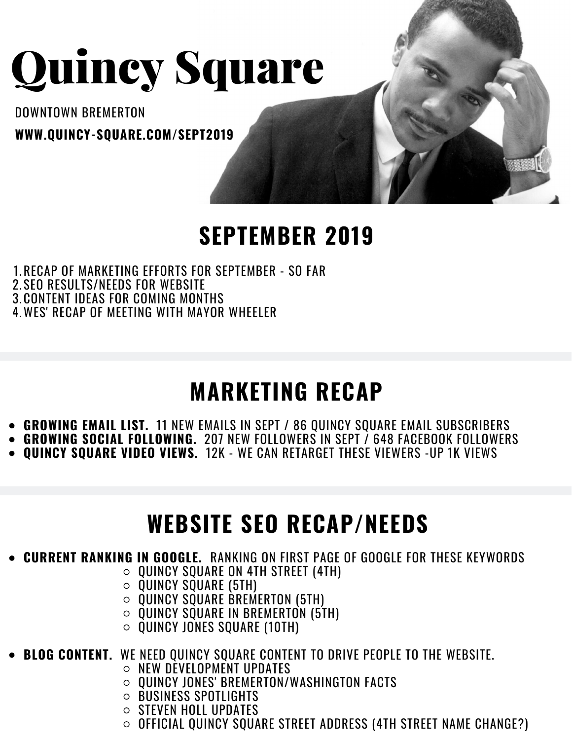# Quincy Square

DOWNTOWN BREMERTON

**WWW.QUINCY-SQUARE.COM/SEPT2019**

## SEPTEMBER 2019

1. RECAP OF MARKETING EFFORTS FOR SEPTEMBER - SO FAR
2. SEO RESULTS/NEEDS FOR WEBSITE
3. CONTENT IDEAS FOR COMING MONTHS
4. WES' RECAP OF MEETING WITH MAYOR WHEELER

## MARKETING RECAP

- **GROWING EMAIL LIST.** 11 NEW EMAILS IN SEPT / 86 QUINCY SQUARE EMAIL SUBSCRIBERS
- **GROWING SOCIAL FOLLOWING.** 207 NEW FOLLOWERS IN SEPT / 648 FACEBOOK FOLLOWERS
- **QUINCY SQUARE VIDEO VIEWS.** 12K - WE CAN RETARGET THESE VIEWERS -UP 1K VIEWS

## WEBSITE SEO RECAP/NEEDS

- **CURRENT RANKING IN GOOGLE.** RANKING ON FIRST PAGE OF GOOGLE FOR THESE KEYWORDS
  - QUINCY SQUARE ON 4TH STREET (4TH)
  - QUINCY SQUARE (5TH)
  - QUINCY SQUARE BREMERTON (5TH)
  - QUINCY SQUARE IN BREMERTON (5TH)
  - QUINCY JONES SQUARE (10TH)
- **BLOG CONTENT.** WE NEED QUINCY SQUARE CONTENT TO DRIVE PEOPLE TO THE WEBSITE.
  - NEW DEVELOPMENT UPDATES
  - QUINCY JONES' BREMERTON/WASHINGTON FACTS
  - BUSINESS SPOTLIGHTS
  - STEVEN HOLL UPDATES
  - OFFICIAL QUINCY SQUARE STREET ADDRESS (4TH STREET NAME CHANGE?)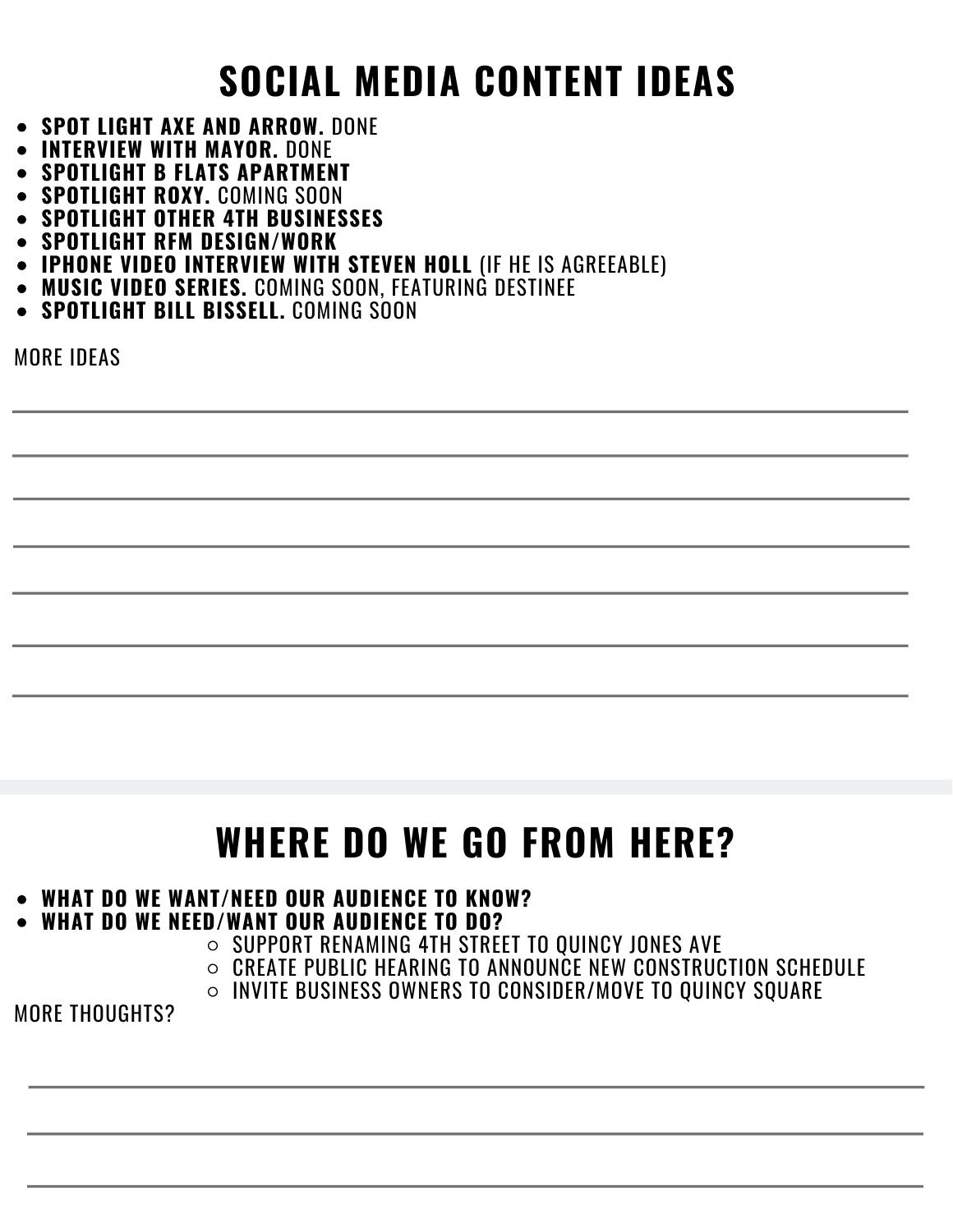# SOCIAL MEDIA CONTENT IDEAS

- **SPOT LIGHT AXE AND ARROW.** DONE
- **INTERVIEW WITH MAYOR.** DONE
- **SPOTLIGHT B FLATS APARTMENT**
- **SPOTLIGHT ROXY.** COMING SOON
- **SPOTLIGHT OTHER 4TH BUSINESSES**
- **SPOTLIGHT RFM DESIGN/WORK**
- **IPHONE VIDEO INTERVIEW WITH STEVEN HOLL** (IF HE IS AGREEABLE)
- **MUSIC VIDEO SERIES.** COMING SOON, FEATURING DESTINEE
- **SPOTLIGHT BILL BISSELL.** COMING SOON

MORE IDEAS

# WHERE DO WE GO FROM HERE?

- **WHAT DO WE WANT/NEED OUR AUDIENCE TO KNOW?**
- **WHAT DO WE NEED/WANT OUR AUDIENCE TO DO?**
  - SUPPORT RENAMING 4TH STREET TO QUINCY JONES AVE
  - CREATE PUBLIC HEARING TO ANNOUNCE NEW CONSTRUCTION SCHEDULE
  - INVITE BUSINESS OWNERS TO CONSIDER/MOVE TO QUINCY SQUARE

MORE THOUGHTS?